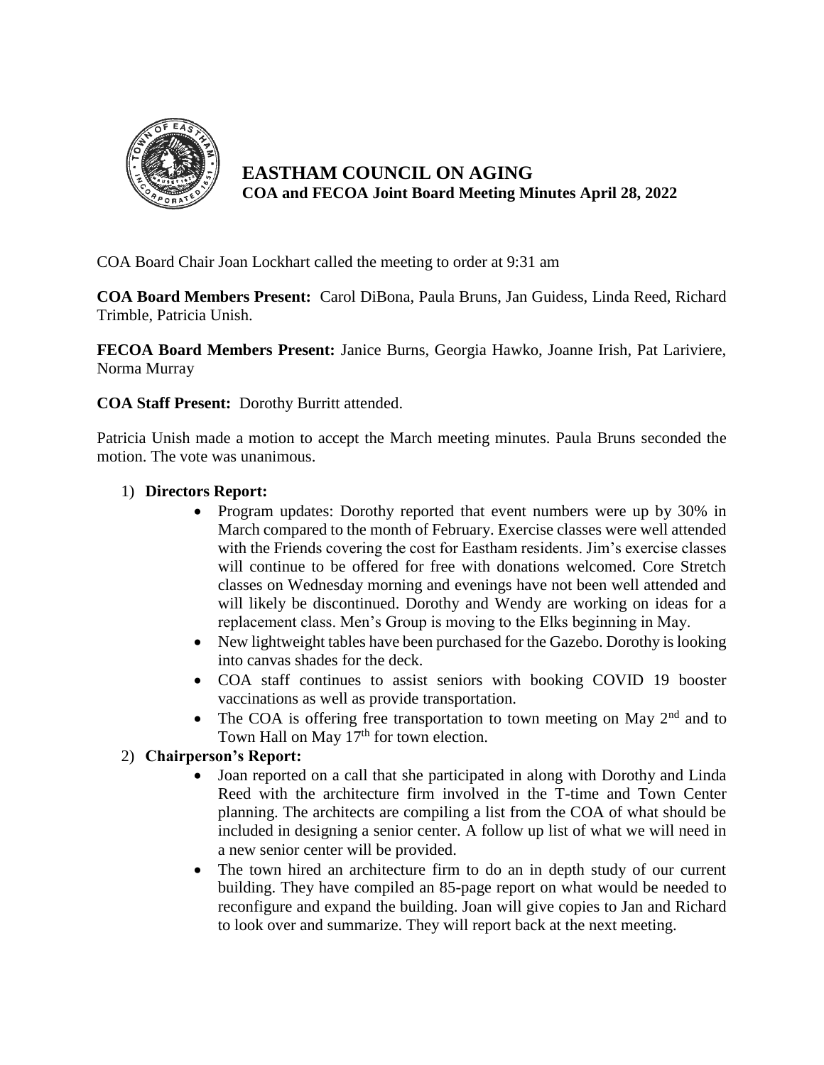# EASTHAM COUNCIL ON AGING

## COA and FECOA Joint Board Meeting Minutes April 28, 2022

COA Board Chair Joan Lockhart called the meeting to order at 9:31 am

**COA Board Members Present:** Carol DiBona, Paula Bruns, Jan Guidess, Linda Reed, Richard Trimble, Patricia Unish.

**FECOA Board Members Present:** Janice Burns, Georgia Hawko, Joanne Irish, Pat Lariviere, Norma Murray

**COA Staff Present:** Dorothy Burritt attended.

Patricia Unish made a motion to accept the March meeting minutes. Paula Bruns seconded the motion. The vote was unanimous.

1) **Directors Report:**
   - Program updates: Dorothy reported that event numbers were up by 30% in March compared to the month of February. Exercise classes were well attended with the Friends covering the cost for Eastham residents. Jim's exercise classes will continue to be offered for free with donations welcomed. Core Stretch classes on Wednesday morning and evenings have not been well attended and will likely be discontinued. Dorothy and Wendy are working on ideas for a replacement class. Men's Group is moving to the Elks beginning in May.
   - New lightweight tables have been purchased for the Gazebo. Dorothy is looking into canvas shades for the deck.
   - COA staff continues to assist seniors with booking COVID 19 booster vaccinations as well as provide transportation.
   - The COA is offering free transportation to town meeting on May 2nd and to Town Hall on May 17th for town election.
2) **Chairperson's Report:**
   - Joan reported on a call that she participated in along with Dorothy and Linda Reed with the architecture firm involved in the T-time and Town Center planning. The architects are compiling a list from the COA of what should be included in designing a senior center. A follow up list of what we will need in a new senior center will be provided.
   - The town hired an architecture firm to do an in depth study of our current building. They have compiled an 85-page report on what would be needed to reconfigure and expand the building. Joan will give copies to Jan and Richard to look over and summarize. They will report back at the next meeting.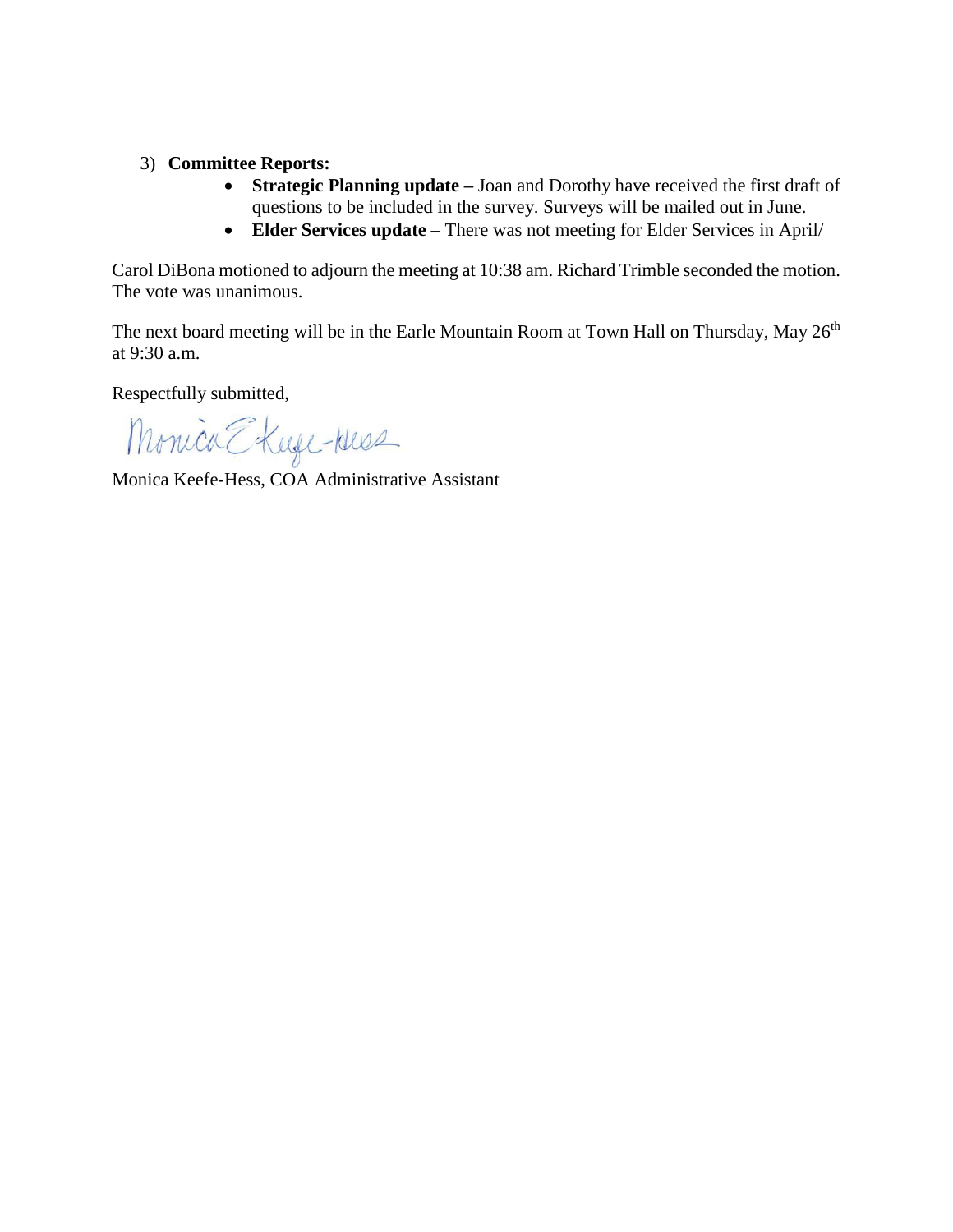3) **Committee Reports:**
   - **Strategic Planning update** – Joan and Dorothy have received the first draft of questions to be included in the survey. Surveys will be mailed out in June.
   - **Elder Services update** – There was not meeting for Elder Services in April/

Carol DiBona motioned to adjourn the meeting at 10:38 am. Richard Trimble seconded the motion. The vote was unanimous.

The next board meeting will be in the Earle Mountain Room at Town Hall on Thursday, May 26th at 9:30 a.m.

Respectfully submitted,

Monica E Keefe-Hess

Monica Keefe-Hess, COA Administrative Assistant